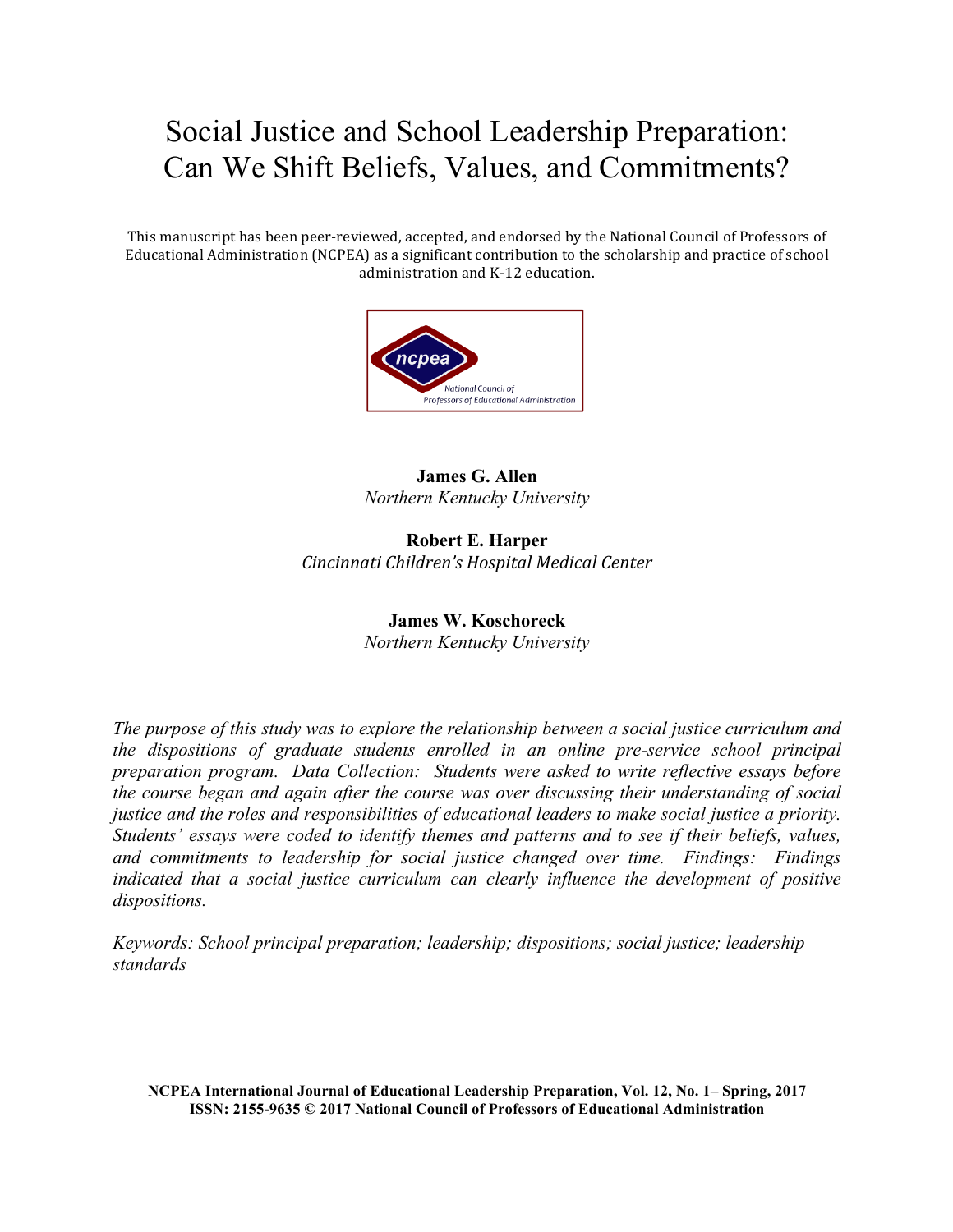# Social Justice and School Leadership Preparation: Can We Shift Beliefs, Values, and Commitments?

This manuscript has been peer-reviewed, accepted, and endorsed by the National Council of Professors of Educational Administration (NCPEA) as a significant contribution to the scholarship and practice of school administration and K-12 education.

**James G. Allen**
*Northern Kentucky University*

**Robert E. Harper**
*Cincinnati Children's Hospital Medical Center*

**James W. Koschoreck**
*Northern Kentucky University*

*The purpose of this study was to explore the relationship between a social justice curriculum and the dispositions of graduate students enrolled in an online pre-service school principal preparation program. Data Collection: Students were asked to write reflective essays before the course began and again after the course was over discussing their understanding of social justice and the roles and responsibilities of educational leaders to make social justice a priority. Students' essays were coded to identify themes and patterns and to see if their beliefs, values, and commitments to leadership for social justice changed over time. Findings: Findings indicated that a social justice curriculum can clearly influence the development of positive dispositions.*

*Keywords: School principal preparation; leadership; dispositions; social justice; leadership standards*

**NCPEA International Journal of Educational Leadership Preparation, Vol. 12, No. 1– Spring, 2017**
**ISSN: 2155-9635 © 2017 National Council of Professors of Educational Administration**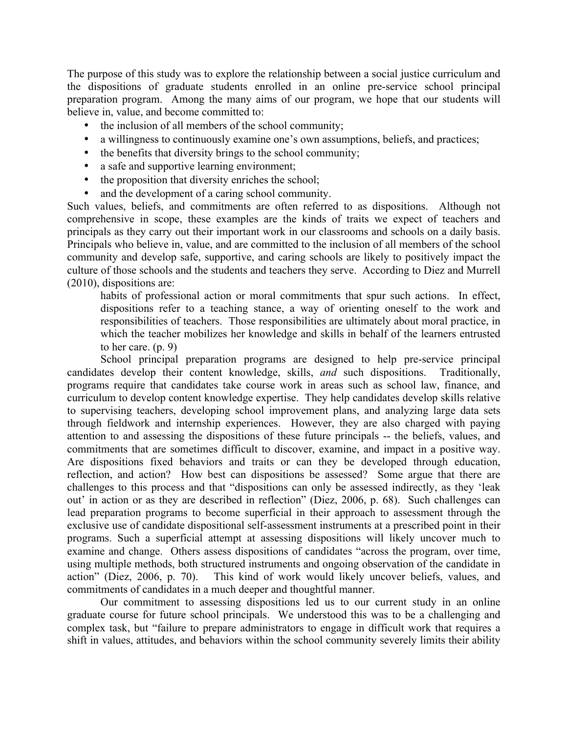The purpose of this study was to explore the relationship between a social justice curriculum and the dispositions of graduate students enrolled in an online pre-service school principal preparation program. Among the many aims of our program, we hope that our students will believe in, value, and become committed to:

- the inclusion of all members of the school community;
- a willingness to continuously examine one's own assumptions, beliefs, and practices;
- the benefits that diversity brings to the school community;
- a safe and supportive learning environment;
- the proposition that diversity enriches the school;
- and the development of a caring school community.

Such values, beliefs, and commitments are often referred to as dispositions. Although not comprehensive in scope, these examples are the kinds of traits we expect of teachers and principals as they carry out their important work in our classrooms and schools on a daily basis. Principals who believe in, value, and are committed to the inclusion of all members of the school community and develop safe, supportive, and caring schools are likely to positively impact the culture of those schools and the students and teachers they serve. According to Diez and Murrell (2010), dispositions are:

> habits of professional action or moral commitments that spur such actions. In effect, dispositions refer to a teaching stance, a way of orienting oneself to the work and responsibilities of teachers. Those responsibilities are ultimately about moral practice, in which the teacher mobilizes her knowledge and skills in behalf of the learners entrusted to her care. (p. 9)

School principal preparation programs are designed to help pre-service principal candidates develop their content knowledge, skills, *and* such dispositions. Traditionally, programs require that candidates take course work in areas such as school law, finance, and curriculum to develop content knowledge expertise. They help candidates develop skills relative to supervising teachers, developing school improvement plans, and analyzing large data sets through fieldwork and internship experiences. However, they are also charged with paying attention to and assessing the dispositions of these future principals -- the beliefs, values, and commitments that are sometimes difficult to discover, examine, and impact in a positive way. Are dispositions fixed behaviors and traits or can they be developed through education, reflection, and action? How best can dispositions be assessed? Some argue that there are challenges to this process and that "dispositions can only be assessed indirectly, as they 'leak out' in action or as they are described in reflection" (Diez, 2006, p. 68). Such challenges can lead preparation programs to become superficial in their approach to assessment through the exclusive use of candidate dispositional self-assessment instruments at a prescribed point in their programs. Such a superficial attempt at assessing dispositions will likely uncover much to examine and change. Others assess dispositions of candidates "across the program, over time, using multiple methods, both structured instruments and ongoing observation of the candidate in action" (Diez, 2006, p. 70). This kind of work would likely uncover beliefs, values, and commitments of candidates in a much deeper and thoughtful manner.

Our commitment to assessing dispositions led us to our current study in an online graduate course for future school principals. We understood this was to be a challenging and complex task, but "failure to prepare administrators to engage in difficult work that requires a shift in values, attitudes, and behaviors within the school community severely limits their ability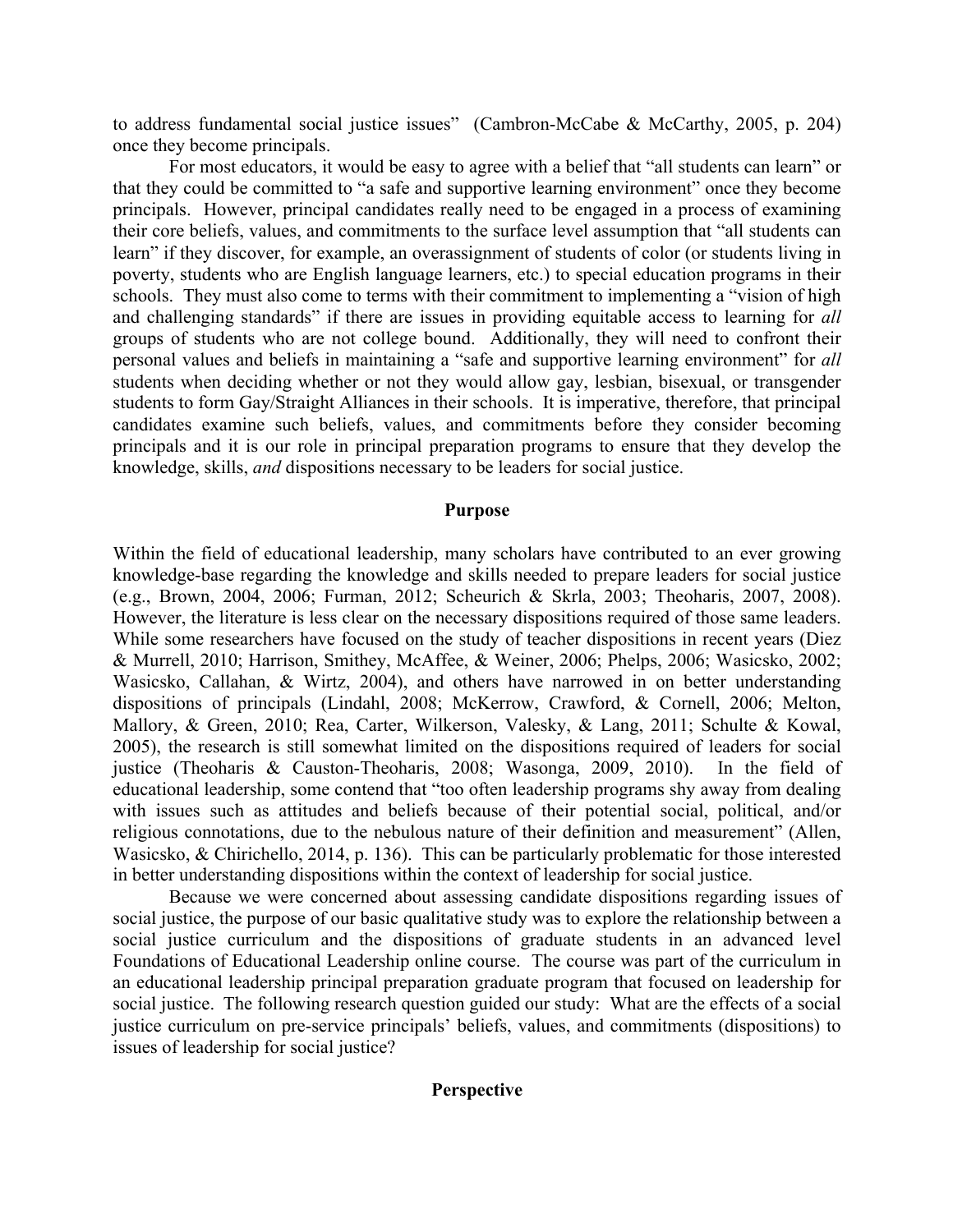to address fundamental social justice issues" (Cambron-McCabe & McCarthy, 2005, p. 204) once they become principals.

For most educators, it would be easy to agree with a belief that "all students can learn" or that they could be committed to "a safe and supportive learning environment" once they become principals. However, principal candidates really need to be engaged in a process of examining their core beliefs, values, and commitments to the surface level assumption that "all students can learn" if they discover, for example, an overassignment of students of color (or students living in poverty, students who are English language learners, etc.) to special education programs in their schools. They must also come to terms with their commitment to implementing a "vision of high and challenging standards" if there are issues in providing equitable access to learning for *all* groups of students who are not college bound. Additionally, they will need to confront their personal values and beliefs in maintaining a "safe and supportive learning environment" for *all* students when deciding whether or not they would allow gay, lesbian, bisexual, or transgender students to form Gay/Straight Alliances in their schools. It is imperative, therefore, that principal candidates examine such beliefs, values, and commitments before they consider becoming principals and it is our role in principal preparation programs to ensure that they develop the knowledge, skills, *and* dispositions necessary to be leaders for social justice.

## Purpose

Within the field of educational leadership, many scholars have contributed to an ever growing knowledge-base regarding the knowledge and skills needed to prepare leaders for social justice (e.g., Brown, 2004, 2006; Furman, 2012; Scheurich & Skrla, 2003; Theoharis, 2007, 2008). However, the literature is less clear on the necessary dispositions required of those same leaders. While some researchers have focused on the study of teacher dispositions in recent years (Diez & Murrell, 2010; Harrison, Smithey, McAffee, & Weiner, 2006; Phelps, 2006; Wasicsko, 2002; Wasicsko, Callahan, & Wirtz, 2004), and others have narrowed in on better understanding dispositions of principals (Lindahl, 2008; McKerrow, Crawford, & Cornell, 2006; Melton, Mallory, & Green, 2010; Rea, Carter, Wilkerson, Valesky, & Lang, 2011; Schulte & Kowal, 2005), the research is still somewhat limited on the dispositions required of leaders for social justice (Theoharis & Causton-Theoharis, 2008; Wasonga, 2009, 2010). In the field of educational leadership, some contend that "too often leadership programs shy away from dealing with issues such as attitudes and beliefs because of their potential social, political, and/or religious connotations, due to the nebulous nature of their definition and measurement" (Allen, Wasicsko, & Chirichello, 2014, p. 136). This can be particularly problematic for those interested in better understanding dispositions within the context of leadership for social justice.

Because we were concerned about assessing candidate dispositions regarding issues of social justice, the purpose of our basic qualitative study was to explore the relationship between a social justice curriculum and the dispositions of graduate students in an advanced level Foundations of Educational Leadership online course. The course was part of the curriculum in an educational leadership principal preparation graduate program that focused on leadership for social justice. The following research question guided our study: What are the effects of a social justice curriculum on pre-service principals' beliefs, values, and commitments (dispositions) to issues of leadership for social justice?

## Perspective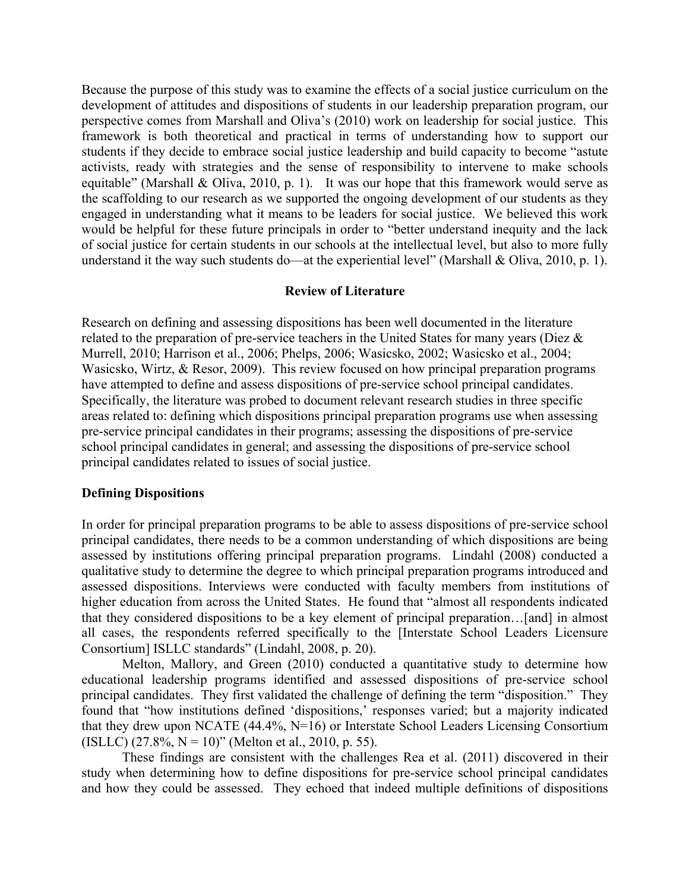Because the purpose of this study was to examine the effects of a social justice curriculum on the development of attitudes and dispositions of students in our leadership preparation program, our perspective comes from Marshall and Oliva's (2010) work on leadership for social justice. This framework is both theoretical and practical in terms of understanding how to support our students if they decide to embrace social justice leadership and build capacity to become "astute activists, ready with strategies and the sense of responsibility to intervene to make schools equitable" (Marshall & Oliva, 2010, p. 1). It was our hope that this framework would serve as the scaffolding to our research as we supported the ongoing development of our students as they engaged in understanding what it means to be leaders for social justice. We believed this work would be helpful for these future principals in order to "better understand inequity and the lack of social justice for certain students in our schools at the intellectual level, but also to more fully understand it the way such students do—at the experiential level" (Marshall & Oliva, 2010, p. 1).

## Review of Literature

Research on defining and assessing dispositions has been well documented in the literature related to the preparation of pre-service teachers in the United States for many years (Diez & Murrell, 2010; Harrison et al., 2006; Phelps, 2006; Wasicsko, 2002; Wasicsko et al., 2004; Wasicsko, Wirtz, & Resor, 2009). This review focused on how principal preparation programs have attempted to define and assess dispositions of pre-service school principal candidates. Specifically, the literature was probed to document relevant research studies in three specific areas related to: defining which dispositions principal preparation programs use when assessing pre-service principal candidates in their programs; assessing the dispositions of pre-service school principal candidates in general; and assessing the dispositions of pre-service school principal candidates related to issues of social justice.

### Defining Dispositions

In order for principal preparation programs to be able to assess dispositions of pre-service school principal candidates, there needs to be a common understanding of which dispositions are being assessed by institutions offering principal preparation programs. Lindahl (2008) conducted a qualitative study to determine the degree to which principal preparation programs introduced and assessed dispositions. Interviews were conducted with faculty members from institutions of higher education from across the United States. He found that "almost all respondents indicated that they considered dispositions to be a key element of principal preparation…[and] in almost all cases, the respondents referred specifically to the [Interstate School Leaders Licensure Consortium] ISLLC standards" (Lindahl, 2008, p. 20).

Melton, Mallory, and Green (2010) conducted a quantitative study to determine how educational leadership programs identified and assessed dispositions of pre-service school principal candidates. They first validated the challenge of defining the term "disposition." They found that "how institutions defined 'dispositions,' responses varied; but a majority indicated that they drew upon NCATE (44.4%, N=16) or Interstate School Leaders Licensing Consortium (ISLLC) (27.8%, N = 10)" (Melton et al., 2010, p. 55).

These findings are consistent with the challenges Rea et al. (2011) discovered in their study when determining how to define dispositions for pre-service school principal candidates and how they could be assessed. They echoed that indeed multiple definitions of dispositions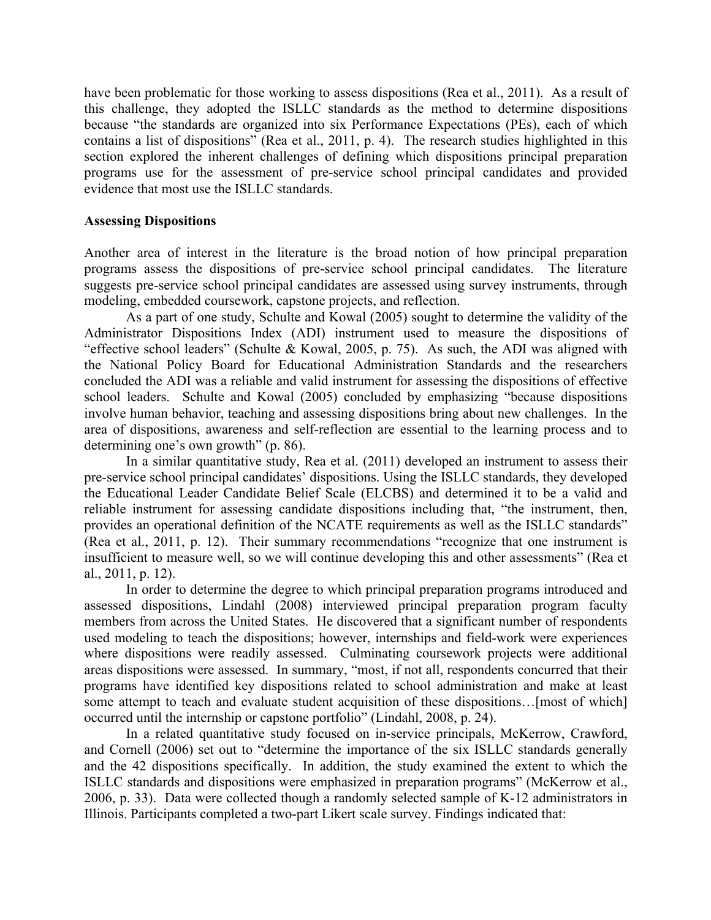have been problematic for those working to assess dispositions (Rea et al., 2011). As a result of this challenge, they adopted the ISLLC standards as the method to determine dispositions because "the standards are organized into six Performance Expectations (PEs), each of which contains a list of dispositions" (Rea et al., 2011, p. 4). The research studies highlighted in this section explored the inherent challenges of defining which dispositions principal preparation programs use for the assessment of pre-service school principal candidates and provided evidence that most use the ISLLC standards.

**Assessing Dispositions**

Another area of interest in the literature is the broad notion of how principal preparation programs assess the dispositions of pre-service school principal candidates. The literature suggests pre-service school principal candidates are assessed using survey instruments, through modeling, embedded coursework, capstone projects, and reflection.

As a part of one study, Schulte and Kowal (2005) sought to determine the validity of the Administrator Dispositions Index (ADI) instrument used to measure the dispositions of "effective school leaders" (Schulte & Kowal, 2005, p. 75). As such, the ADI was aligned with the National Policy Board for Educational Administration Standards and the researchers concluded the ADI was a reliable and valid instrument for assessing the dispositions of effective school leaders. Schulte and Kowal (2005) concluded by emphasizing "because dispositions involve human behavior, teaching and assessing dispositions bring about new challenges. In the area of dispositions, awareness and self-reflection are essential to the learning process and to determining one's own growth" (p. 86).

In a similar quantitative study, Rea et al. (2011) developed an instrument to assess their pre-service school principal candidates' dispositions. Using the ISLLC standards, they developed the Educational Leader Candidate Belief Scale (ELCBS) and determined it to be a valid and reliable instrument for assessing candidate dispositions including that, "the instrument, then, provides an operational definition of the NCATE requirements as well as the ISLLC standards" (Rea et al., 2011, p. 12). Their summary recommendations "recognize that one instrument is insufficient to measure well, so we will continue developing this and other assessments" (Rea et al., 2011, p. 12).

In order to determine the degree to which principal preparation programs introduced and assessed dispositions, Lindahl (2008) interviewed principal preparation program faculty members from across the United States. He discovered that a significant number of respondents used modeling to teach the dispositions; however, internships and field-work were experiences where dispositions were readily assessed. Culminating coursework projects were additional areas dispositions were assessed. In summary, "most, if not all, respondents concurred that their programs have identified key dispositions related to school administration and make at least some attempt to teach and evaluate student acquisition of these dispositions…[most of which] occurred until the internship or capstone portfolio" (Lindahl, 2008, p. 24).

In a related quantitative study focused on in-service principals, McKerrow, Crawford, and Cornell (2006) set out to "determine the importance of the six ISLLC standards generally and the 42 dispositions specifically. In addition, the study examined the extent to which the ISLLC standards and dispositions were emphasized in preparation programs" (McKerrow et al., 2006, p. 33). Data were collected though a randomly selected sample of K-12 administrators in Illinois. Participants completed a two-part Likert scale survey. Findings indicated that: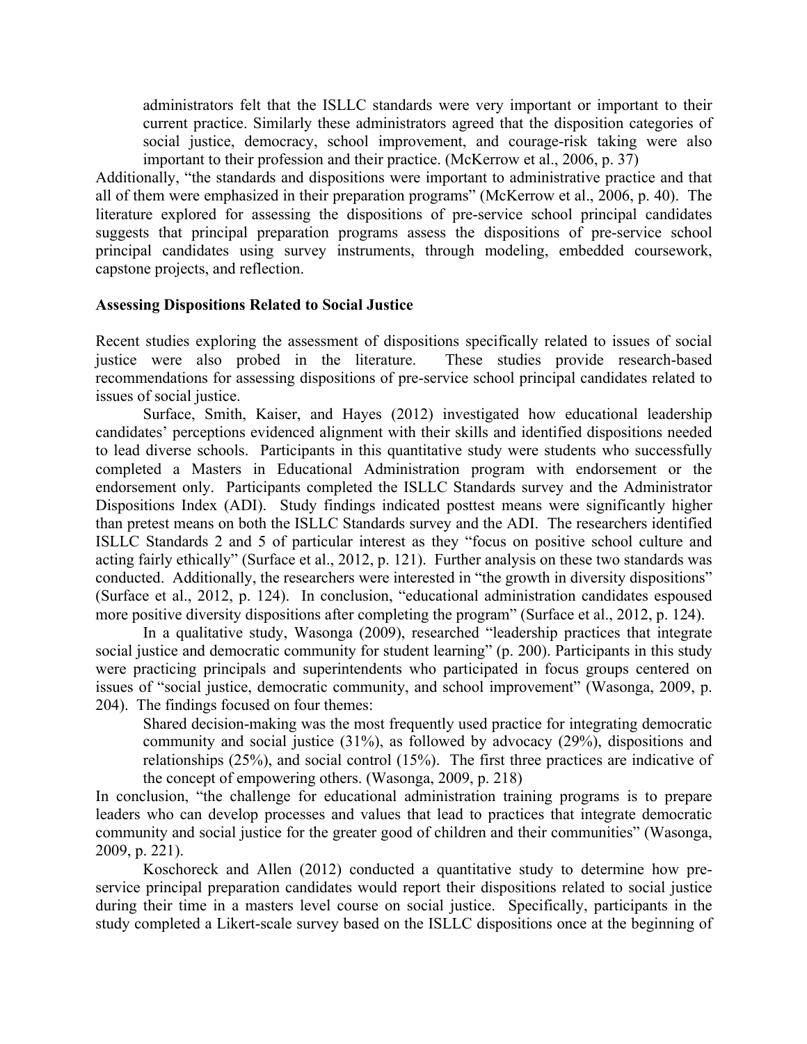> administrators felt that the ISLLC standards were very important or important to their current practice. Similarly these administrators agreed that the disposition categories of social justice, democracy, school improvement, and courage-risk taking were also important to their profession and their practice. (McKerrow et al., 2006, p. 37)

Additionally, "the standards and dispositions were important to administrative practice and that all of them were emphasized in their preparation programs" (McKerrow et al., 2006, p. 40). The literature explored for assessing the dispositions of pre-service school principal candidates suggests that principal preparation programs assess the dispositions of pre-service school principal candidates using survey instruments, through modeling, embedded coursework, capstone projects, and reflection.

**Assessing Dispositions Related to Social Justice**

Recent studies exploring the assessment of dispositions specifically related to issues of social justice were also probed in the literature. These studies provide research-based recommendations for assessing dispositions of pre-service school principal candidates related to issues of social justice.

Surface, Smith, Kaiser, and Hayes (2012) investigated how educational leadership candidates' perceptions evidenced alignment with their skills and identified dispositions needed to lead diverse schools. Participants in this quantitative study were students who successfully completed a Masters in Educational Administration program with endorsement or the endorsement only. Participants completed the ISLLC Standards survey and the Administrator Dispositions Index (ADI). Study findings indicated posttest means were significantly higher than pretest means on both the ISLLC Standards survey and the ADI. The researchers identified ISLLC Standards 2 and 5 of particular interest as they "focus on positive school culture and acting fairly ethically" (Surface et al., 2012, p. 121). Further analysis on these two standards was conducted. Additionally, the researchers were interested in "the growth in diversity dispositions" (Surface et al., 2012, p. 124). In conclusion, "educational administration candidates espoused more positive diversity dispositions after completing the program" (Surface et al., 2012, p. 124).

In a qualitative study, Wasonga (2009), researched "leadership practices that integrate social justice and democratic community for student learning" (p. 200). Participants in this study were practicing principals and superintendents who participated in focus groups centered on issues of "social justice, democratic community, and school improvement" (Wasonga, 2009, p. 204). The findings focused on four themes:

> Shared decision-making was the most frequently used practice for integrating democratic community and social justice (31%), as followed by advocacy (29%), dispositions and relationships (25%), and social control (15%). The first three practices are indicative of the concept of empowering others. (Wasonga, 2009, p. 218)

In conclusion, "the challenge for educational administration training programs is to prepare leaders who can develop processes and values that lead to practices that integrate democratic community and social justice for the greater good of children and their communities" (Wasonga, 2009, p. 221).

Koschoreck and Allen (2012) conducted a quantitative study to determine how pre-service principal preparation candidates would report their dispositions related to social justice during their time in a masters level course on social justice. Specifically, participants in the study completed a Likert-scale survey based on the ISLLC dispositions once at the beginning of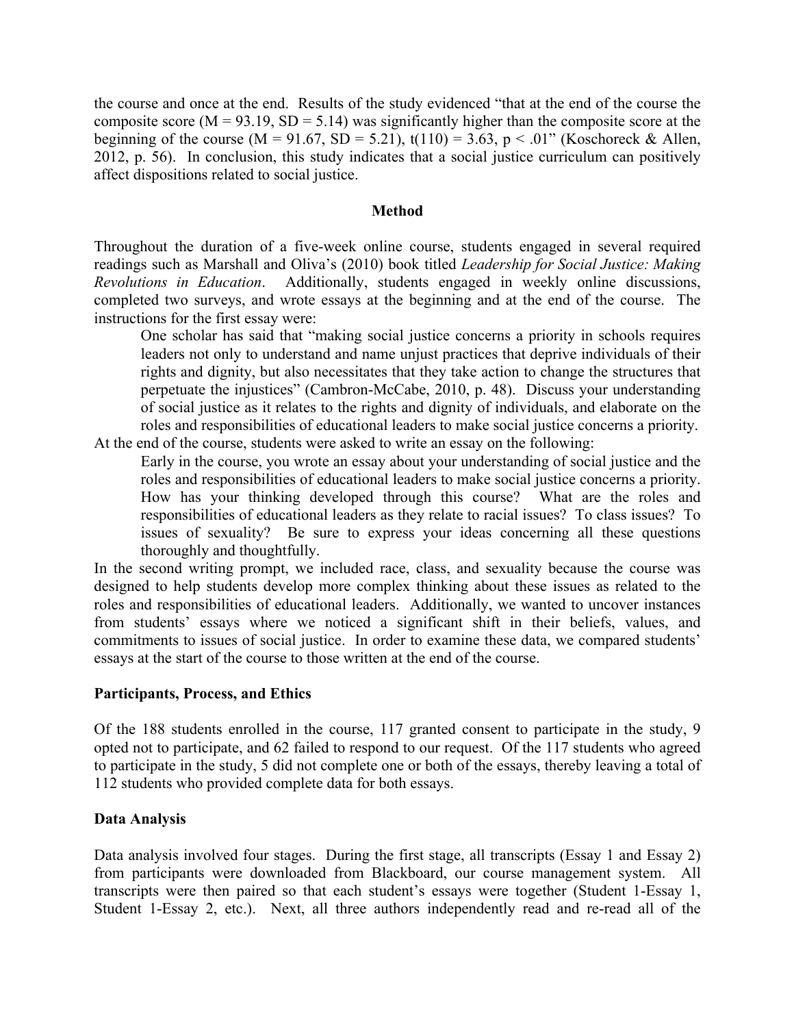the course and once at the end. Results of the study evidenced "that at the end of the course the composite score ($M = 93.19$, $SD = 5.14$) was significantly higher than the composite score at the beginning of the course ($M = 91.67$, $SD = 5.21$), $t(110) = 3.63$, $p < .01$" (Koschoreck & Allen, 2012, p. 56). In conclusion, this study indicates that a social justice curriculum can positively affect dispositions related to social justice.

## Method

Throughout the duration of a five-week online course, students engaged in several required readings such as Marshall and Oliva's (2010) book titled *Leadership for Social Justice: Making Revolutions in Education*. Additionally, students engaged in weekly online discussions, completed two surveys, and wrote essays at the beginning and at the end of the course. The instructions for the first essay were:

> One scholar has said that "making social justice concerns a priority in schools requires leaders not only to understand and name unjust practices that deprive individuals of their rights and dignity, but also necessitates that they take action to change the structures that perpetuate the injustices" (Cambron-McCabe, 2010, p. 48). Discuss your understanding of social justice as it relates to the rights and dignity of individuals, and elaborate on the roles and responsibilities of educational leaders to make social justice concerns a priority.

At the end of the course, students were asked to write an essay on the following:

> Early in the course, you wrote an essay about your understanding of social justice and the roles and responsibilities of educational leaders to make social justice concerns a priority. How has your thinking developed through this course? What are the roles and responsibilities of educational leaders as they relate to racial issues? To class issues? To issues of sexuality? Be sure to express your ideas concerning all these questions thoroughly and thoughtfully.

In the second writing prompt, we included race, class, and sexuality because the course was designed to help students develop more complex thinking about these issues as related to the roles and responsibilities of educational leaders. Additionally, we wanted to uncover instances from students' essays where we noticed a significant shift in their beliefs, values, and commitments to issues of social justice. In order to examine these data, we compared students' essays at the start of the course to those written at the end of the course.

### Participants, Process, and Ethics

Of the 188 students enrolled in the course, 117 granted consent to participate in the study, 9 opted not to participate, and 62 failed to respond to our request. Of the 117 students who agreed to participate in the study, 5 did not complete one or both of the essays, thereby leaving a total of 112 students who provided complete data for both essays.

### Data Analysis

Data analysis involved four stages. During the first stage, all transcripts (Essay 1 and Essay 2) from participants were downloaded from Blackboard, our course management system. All transcripts were then paired so that each student's essays were together (Student 1-Essay 1, Student 1-Essay 2, etc.). Next, all three authors independently read and re-read all of the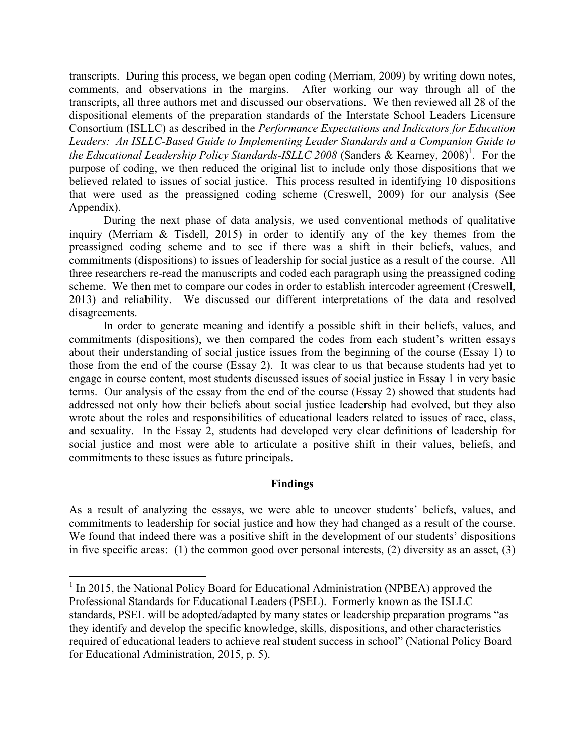transcripts. During this process, we began open coding (Merriam, 2009) by writing down notes, comments, and observations in the margins. After working our way through all of the transcripts, all three authors met and discussed our observations. We then reviewed all 28 of the dispositional elements of the preparation standards of the Interstate School Leaders Licensure Consortium (ISLLC) as described in the *Performance Expectations and Indicators for Education Leaders: An ISLLC-Based Guide to Implementing Leader Standards and a Companion Guide to the Educational Leadership Policy Standards-ISLLC 2008* (Sanders & Kearney, 2008)[1]. For the purpose of coding, we then reduced the original list to include only those dispositions that we believed related to issues of social justice. This process resulted in identifying 10 dispositions that were used as the preassigned coding scheme (Creswell, 2009) for our analysis (See Appendix).

During the next phase of data analysis, we used conventional methods of qualitative inquiry (Merriam & Tisdell, 2015) in order to identify any of the key themes from the preassigned coding scheme and to see if there was a shift in their beliefs, values, and commitments (dispositions) to issues of leadership for social justice as a result of the course. All three researchers re-read the manuscripts and coded each paragraph using the preassigned coding scheme. We then met to compare our codes in order to establish intercoder agreement (Creswell, 2013) and reliability. We discussed our different interpretations of the data and resolved disagreements.

In order to generate meaning and identify a possible shift in their beliefs, values, and commitments (dispositions), we then compared the codes from each student's written essays about their understanding of social justice issues from the beginning of the course (Essay 1) to those from the end of the course (Essay 2). It was clear to us that because students had yet to engage in course content, most students discussed issues of social justice in Essay 1 in very basic terms. Our analysis of the essay from the end of the course (Essay 2) showed that students had addressed not only how their beliefs about social justice leadership had evolved, but they also wrote about the roles and responsibilities of educational leaders related to issues of race, class, and sexuality. In the Essay 2, students had developed very clear definitions of leadership for social justice and most were able to articulate a positive shift in their values, beliefs, and commitments to these issues as future principals.

## Findings

As a result of analyzing the essays, we were able to uncover students' beliefs, values, and commitments to leadership for social justice and how they had changed as a result of the course. We found that indeed there was a positive shift in the development of our students' dispositions in five specific areas: (1) the common good over personal interests, (2) diversity as an asset, (3)

---

[1] In 2015, the National Policy Board for Educational Administration (NPBEA) approved the Professional Standards for Educational Leaders (PSEL). Formerly known as the ISLLC standards, PSEL will be adopted/adapted by many states or leadership preparation programs "as they identify and develop the specific knowledge, skills, dispositions, and other characteristics required of educational leaders to achieve real student success in school" (National Policy Board for Educational Administration, 2015, p. 5).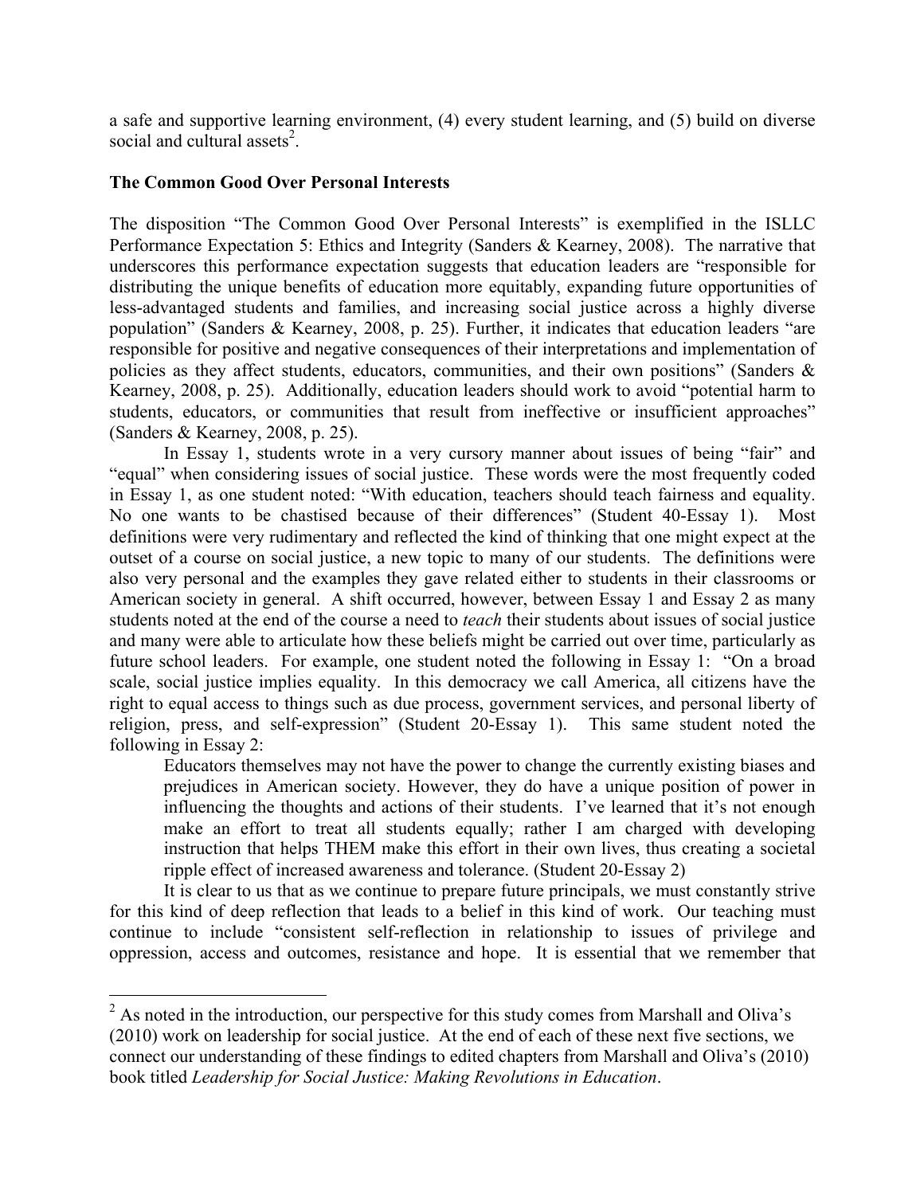a safe and supportive learning environment, (4) every student learning, and (5) build on diverse social and cultural assets[2].

**The Common Good Over Personal Interests**

The disposition "The Common Good Over Personal Interests" is exemplified in the ISLLC Performance Expectation 5: Ethics and Integrity (Sanders & Kearney, 2008). The narrative that underscores this performance expectation suggests that education leaders are "responsible for distributing the unique benefits of education more equitably, expanding future opportunities of less-advantaged students and families, and increasing social justice across a highly diverse population" (Sanders & Kearney, 2008, p. 25). Further, it indicates that education leaders "are responsible for positive and negative consequences of their interpretations and implementation of policies as they affect students, educators, communities, and their own positions" (Sanders & Kearney, 2008, p. 25). Additionally, education leaders should work to avoid "potential harm to students, educators, or communities that result from ineffective or insufficient approaches" (Sanders & Kearney, 2008, p. 25).

In Essay 1, students wrote in a very cursory manner about issues of being "fair" and "equal" when considering issues of social justice. These words were the most frequently coded in Essay 1, as one student noted: "With education, teachers should teach fairness and equality. No one wants to be chastised because of their differences" (Student 40-Essay 1). Most definitions were very rudimentary and reflected the kind of thinking that one might expect at the outset of a course on social justice, a new topic to many of our students. The definitions were also very personal and the examples they gave related either to students in their classrooms or American society in general. A shift occurred, however, between Essay 1 and Essay 2 as many students noted at the end of the course a need to *teach* their students about issues of social justice and many were able to articulate how these beliefs might be carried out over time, particularly as future school leaders. For example, one student noted the following in Essay 1: "On a broad scale, social justice implies equality. In this democracy we call America, all citizens have the right to equal access to things such as due process, government services, and personal liberty of religion, press, and self-expression" (Student 20-Essay 1). This same student noted the following in Essay 2:

> Educators themselves may not have the power to change the currently existing biases and prejudices in American society. However, they do have a unique position of power in influencing the thoughts and actions of their students. I've learned that it's not enough make an effort to treat all students equally; rather I am charged with developing instruction that helps THEM make this effort in their own lives, thus creating a societal ripple effect of increased awareness and tolerance. (Student 20-Essay 2)

It is clear to us that as we continue to prepare future principals, we must constantly strive for this kind of deep reflection that leads to a belief in this kind of work. Our teaching must continue to include "consistent self-reflection in relationship to issues of privilege and oppression, access and outcomes, resistance and hope. It is essential that we remember that

[2] As noted in the introduction, our perspective for this study comes from Marshall and Oliva's (2010) work on leadership for social justice. At the end of each of these next five sections, we connect our understanding of these findings to edited chapters from Marshall and Oliva's (2010) book titled *Leadership for Social Justice: Making Revolutions in Education*.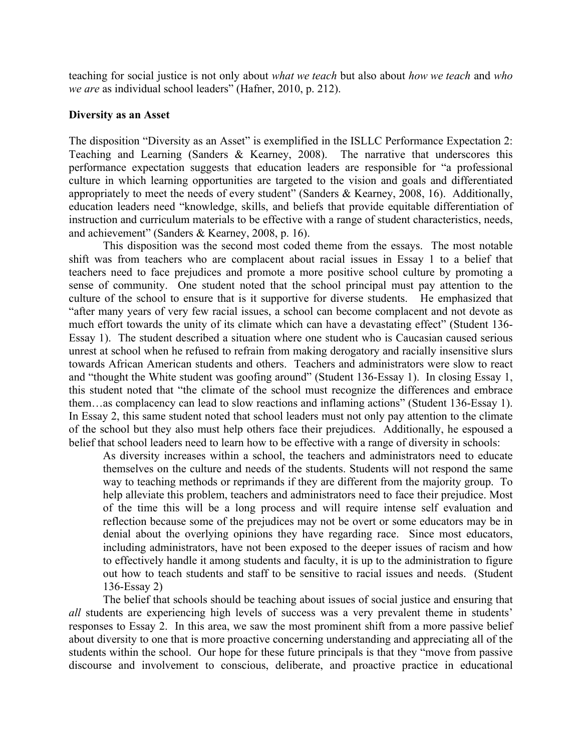teaching for social justice is not only about *what we teach* but also about *how we teach* and *who we are* as individual school leaders" (Hafner, 2010, p. 212).

**Diversity as an Asset**

The disposition "Diversity as an Asset" is exemplified in the ISLLC Performance Expectation 2: Teaching and Learning (Sanders & Kearney, 2008). The narrative that underscores this performance expectation suggests that education leaders are responsible for "a professional culture in which learning opportunities are targeted to the vision and goals and differentiated appropriately to meet the needs of every student" (Sanders & Kearney, 2008, 16). Additionally, education leaders need "knowledge, skills, and beliefs that provide equitable differentiation of instruction and curriculum materials to be effective with a range of student characteristics, needs, and achievement" (Sanders & Kearney, 2008, p. 16).

This disposition was the second most coded theme from the essays. The most notable shift was from teachers who are complacent about racial issues in Essay 1 to a belief that teachers need to face prejudices and promote a more positive school culture by promoting a sense of community. One student noted that the school principal must pay attention to the culture of the school to ensure that is it supportive for diverse students. He emphasized that "after many years of very few racial issues, a school can become complacent and not devote as much effort towards the unity of its climate which can have a devastating effect" (Student 136-Essay 1). The student described a situation where one student who is Caucasian caused serious unrest at school when he refused to refrain from making derogatory and racially insensitive slurs towards African American students and others. Teachers and administrators were slow to react and "thought the White student was goofing around" (Student 136-Essay 1). In closing Essay 1, this student noted that "the climate of the school must recognize the differences and embrace them…as complacency can lead to slow reactions and inflaming actions" (Student 136-Essay 1). In Essay 2, this same student noted that school leaders must not only pay attention to the climate of the school but they also must help others face their prejudices. Additionally, he espoused a belief that school leaders need to learn how to be effective with a range of diversity in schools:

> As diversity increases within a school, the teachers and administrators need to educate themselves on the culture and needs of the students. Students will not respond the same way to teaching methods or reprimands if they are different from the majority group. To help alleviate this problem, teachers and administrators need to face their prejudice. Most of the time this will be a long process and will require intense self evaluation and reflection because some of the prejudices may not be overt or some educators may be in denial about the overlying opinions they have regarding race. Since most educators, including administrators, have not been exposed to the deeper issues of racism and how to effectively handle it among students and faculty, it is up to the administration to figure out how to teach students and staff to be sensitive to racial issues and needs. (Student 136-Essay 2)

The belief that schools should be teaching about issues of social justice and ensuring that *all* students are experiencing high levels of success was a very prevalent theme in students' responses to Essay 2. In this area, we saw the most prominent shift from a more passive belief about diversity to one that is more proactive concerning understanding and appreciating all of the students within the school. Our hope for these future principals is that they "move from passive discourse and involvement to conscious, deliberate, and proactive practice in educational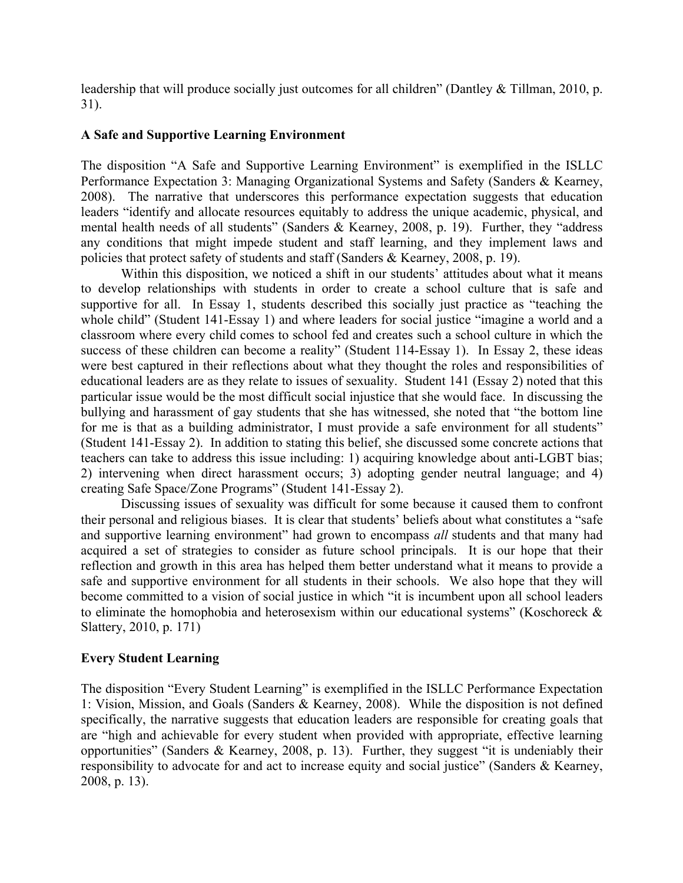leadership that will produce socially just outcomes for all children" (Dantley & Tillman, 2010, p. 31).

**A Safe and Supportive Learning Environment**

The disposition "A Safe and Supportive Learning Environment" is exemplified in the ISLLC Performance Expectation 3: Managing Organizational Systems and Safety (Sanders & Kearney, 2008). The narrative that underscores this performance expectation suggests that education leaders "identify and allocate resources equitably to address the unique academic, physical, and mental health needs of all students" (Sanders & Kearney, 2008, p. 19). Further, they "address any conditions that might impede student and staff learning, and they implement laws and policies that protect safety of students and staff (Sanders & Kearney, 2008, p. 19).

Within this disposition, we noticed a shift in our students' attitudes about what it means to develop relationships with students in order to create a school culture that is safe and supportive for all. In Essay 1, students described this socially just practice as "teaching the whole child" (Student 141-Essay 1) and where leaders for social justice "imagine a world and a classroom where every child comes to school fed and creates such a school culture in which the success of these children can become a reality" (Student 114-Essay 1). In Essay 2, these ideas were best captured in their reflections about what they thought the roles and responsibilities of educational leaders are as they relate to issues of sexuality. Student 141 (Essay 2) noted that this particular issue would be the most difficult social injustice that she would face. In discussing the bullying and harassment of gay students that she has witnessed, she noted that "the bottom line for me is that as a building administrator, I must provide a safe environment for all students" (Student 141-Essay 2). In addition to stating this belief, she discussed some concrete actions that teachers can take to address this issue including: 1) acquiring knowledge about anti-LGBT bias; 2) intervening when direct harassment occurs; 3) adopting gender neutral language; and 4) creating Safe Space/Zone Programs" (Student 141-Essay 2).

Discussing issues of sexuality was difficult for some because it caused them to confront their personal and religious biases. It is clear that students' beliefs about what constitutes a "safe and supportive learning environment" had grown to encompass *all* students and that many had acquired a set of strategies to consider as future school principals. It is our hope that their reflection and growth in this area has helped them better understand what it means to provide a safe and supportive environment for all students in their schools. We also hope that they will become committed to a vision of social justice in which "it is incumbent upon all school leaders to eliminate the homophobia and heterosexism within our educational systems" (Koschoreck & Slattery, 2010, p. 171)

**Every Student Learning**

The disposition "Every Student Learning" is exemplified in the ISLLC Performance Expectation 1: Vision, Mission, and Goals (Sanders & Kearney, 2008). While the disposition is not defined specifically, the narrative suggests that education leaders are responsible for creating goals that are "high and achievable for every student when provided with appropriate, effective learning opportunities" (Sanders & Kearney, 2008, p. 13). Further, they suggest "it is undeniably their responsibility to advocate for and act to increase equity and social justice" (Sanders & Kearney, 2008, p. 13).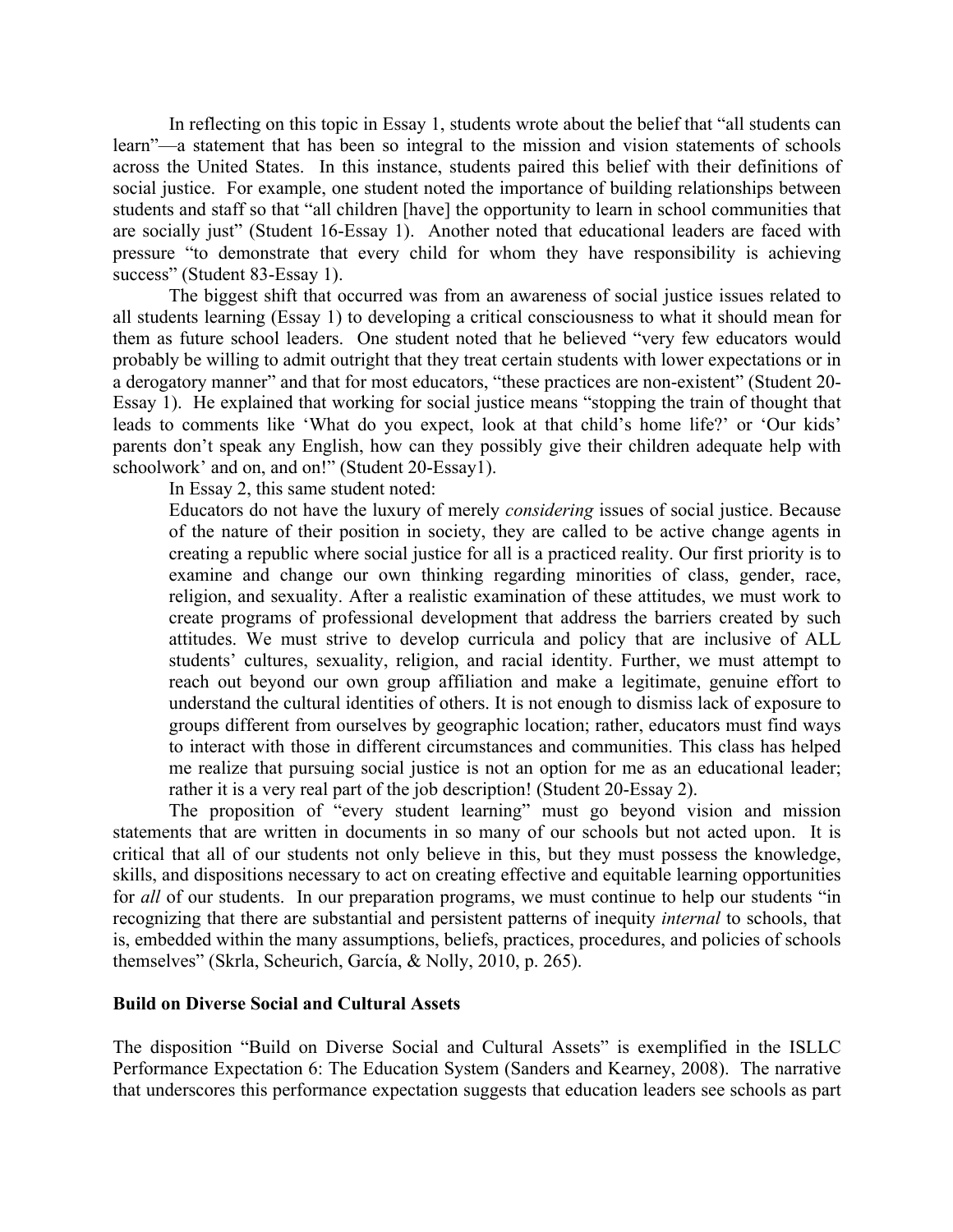In reflecting on this topic in Essay 1, students wrote about the belief that "all students can learn"—a statement that has been so integral to the mission and vision statements of schools across the United States. In this instance, students paired this belief with their definitions of social justice. For example, one student noted the importance of building relationships between students and staff so that "all children [have] the opportunity to learn in school communities that are socially just" (Student 16-Essay 1). Another noted that educational leaders are faced with pressure "to demonstrate that every child for whom they have responsibility is achieving success" (Student 83-Essay 1).

The biggest shift that occurred was from an awareness of social justice issues related to all students learning (Essay 1) to developing a critical consciousness to what it should mean for them as future school leaders. One student noted that he believed "very few educators would probably be willing to admit outright that they treat certain students with lower expectations or in a derogatory manner" and that for most educators, "these practices are non-existent" (Student 20-Essay 1). He explained that working for social justice means "stopping the train of thought that leads to comments like 'What do you expect, look at that child's home life?' or 'Our kids' parents don't speak any English, how can they possibly give their children adequate help with schoolwork' and on, and on!" (Student 20-Essay1).

In Essay 2, this same student noted:

> Educators do not have the luxury of merely *considering* issues of social justice. Because of the nature of their position in society, they are called to be active change agents in creating a republic where social justice for all is a practiced reality. Our first priority is to examine and change our own thinking regarding minorities of class, gender, race, religion, and sexuality. After a realistic examination of these attitudes, we must work to create programs of professional development that address the barriers created by such attitudes. We must strive to develop curricula and policy that are inclusive of ALL students' cultures, sexuality, religion, and racial identity. Further, we must attempt to reach out beyond our own group affiliation and make a legitimate, genuine effort to understand the cultural identities of others. It is not enough to dismiss lack of exposure to groups different from ourselves by geographic location; rather, educators must find ways to interact with those in different circumstances and communities. This class has helped me realize that pursuing social justice is not an option for me as an educational leader; rather it is a very real part of the job description! (Student 20-Essay 2).

The proposition of "every student learning" must go beyond vision and mission statements that are written in documents in so many of our schools but not acted upon. It is critical that all of our students not only believe in this, but they must possess the knowledge, skills, and dispositions necessary to act on creating effective and equitable learning opportunities for *all* of our students. In our preparation programs, we must continue to help our students "in recognizing that there are substantial and persistent patterns of inequity *internal* to schools, that is, embedded within the many assumptions, beliefs, practices, procedures, and policies of schools themselves" (Skrla, Scheurich, García, & Nolly, 2010, p. 265).

**Build on Diverse Social and Cultural Assets**

The disposition "Build on Diverse Social and Cultural Assets" is exemplified in the ISLLC Performance Expectation 6: The Education System (Sanders and Kearney, 2008). The narrative that underscores this performance expectation suggests that education leaders see schools as part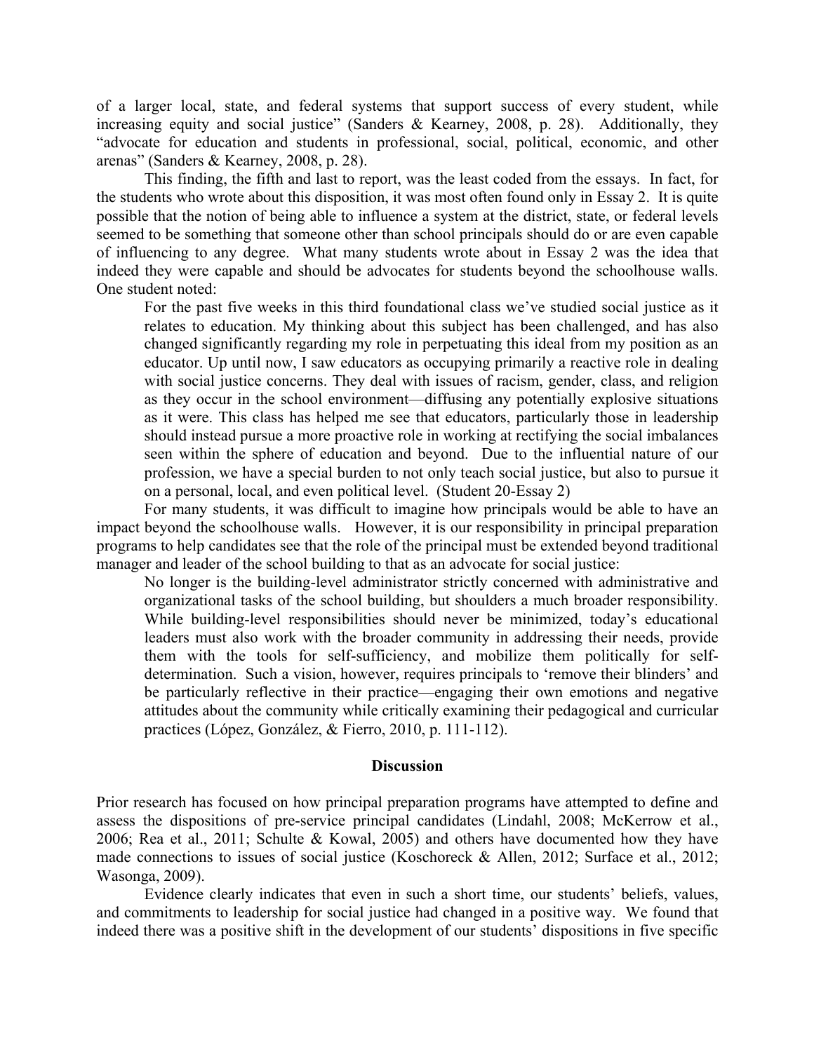of a larger local, state, and federal systems that support success of every student, while increasing equity and social justice" (Sanders & Kearney, 2008, p. 28). Additionally, they "advocate for education and students in professional, social, political, economic, and other arenas" (Sanders & Kearney, 2008, p. 28).

This finding, the fifth and last to report, was the least coded from the essays. In fact, for the students who wrote about this disposition, it was most often found only in Essay 2. It is quite possible that the notion of being able to influence a system at the district, state, or federal levels seemed to be something that someone other than school principals should do or are even capable of influencing to any degree. What many students wrote about in Essay 2 was the idea that indeed they were capable and should be advocates for students beyond the schoolhouse walls. One student noted:

> For the past five weeks in this third foundational class we've studied social justice as it relates to education. My thinking about this subject has been challenged, and has also changed significantly regarding my role in perpetuating this ideal from my position as an educator. Up until now, I saw educators as occupying primarily a reactive role in dealing with social justice concerns. They deal with issues of racism, gender, class, and religion as they occur in the school environment—diffusing any potentially explosive situations as it were. This class has helped me see that educators, particularly those in leadership should instead pursue a more proactive role in working at rectifying the social imbalances seen within the sphere of education and beyond. Due to the influential nature of our profession, we have a special burden to not only teach social justice, but also to pursue it on a personal, local, and even political level. (Student 20-Essay 2)

For many students, it was difficult to imagine how principals would be able to have an impact beyond the schoolhouse walls. However, it is our responsibility in principal preparation programs to help candidates see that the role of the principal must be extended beyond traditional manager and leader of the school building to that as an advocate for social justice:

> No longer is the building-level administrator strictly concerned with administrative and organizational tasks of the school building, but shoulders a much broader responsibility. While building-level responsibilities should never be minimized, today's educational leaders must also work with the broader community in addressing their needs, provide them with the tools for self-sufficiency, and mobilize them politically for self-determination. Such a vision, however, requires principals to 'remove their blinders' and be particularly reflective in their practice—engaging their own emotions and negative attitudes about the community while critically examining their pedagogical and curricular practices (López, González, & Fierro, 2010, p. 111-112).

## Discussion

Prior research has focused on how principal preparation programs have attempted to define and assess the dispositions of pre-service principal candidates (Lindahl, 2008; McKerrow et al., 2006; Rea et al., 2011; Schulte & Kowal, 2005) and others have documented how they have made connections to issues of social justice (Koschoreck & Allen, 2012; Surface et al., 2012; Wasonga, 2009).

Evidence clearly indicates that even in such a short time, our students' beliefs, values, and commitments to leadership for social justice had changed in a positive way. We found that indeed there was a positive shift in the development of our students' dispositions in five specific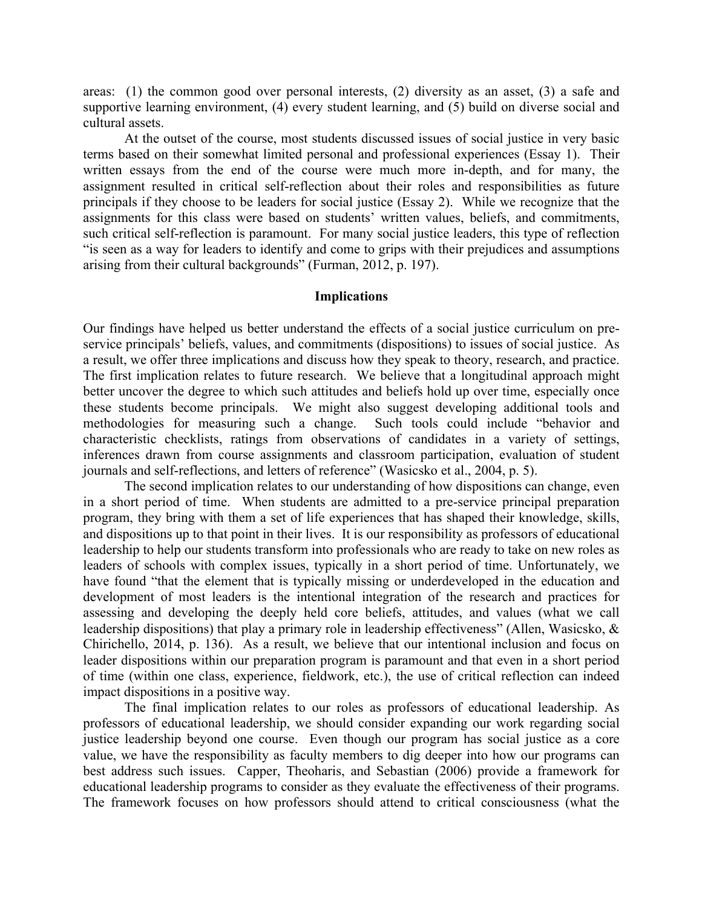areas: (1) the common good over personal interests, (2) diversity as an asset, (3) a safe and supportive learning environment, (4) every student learning, and (5) build on diverse social and cultural assets.

At the outset of the course, most students discussed issues of social justice in very basic terms based on their somewhat limited personal and professional experiences (Essay 1). Their written essays from the end of the course were much more in-depth, and for many, the assignment resulted in critical self-reflection about their roles and responsibilities as future principals if they choose to be leaders for social justice (Essay 2). While we recognize that the assignments for this class were based on students' written values, beliefs, and commitments, such critical self-reflection is paramount. For many social justice leaders, this type of reflection "is seen as a way for leaders to identify and come to grips with their prejudices and assumptions arising from their cultural backgrounds" (Furman, 2012, p. 197).

## Implications

Our findings have helped us better understand the effects of a social justice curriculum on pre-service principals' beliefs, values, and commitments (dispositions) to issues of social justice. As a result, we offer three implications and discuss how they speak to theory, research, and practice. The first implication relates to future research. We believe that a longitudinal approach might better uncover the degree to which such attitudes and beliefs hold up over time, especially once these students become principals. We might also suggest developing additional tools and methodologies for measuring such a change. Such tools could include "behavior and characteristic checklists, ratings from observations of candidates in a variety of settings, inferences drawn from course assignments and classroom participation, evaluation of student journals and self-reflections, and letters of reference" (Wasicsko et al., 2004, p. 5).

The second implication relates to our understanding of how dispositions can change, even in a short period of time. When students are admitted to a pre-service principal preparation program, they bring with them a set of life experiences that has shaped their knowledge, skills, and dispositions up to that point in their lives. It is our responsibility as professors of educational leadership to help our students transform into professionals who are ready to take on new roles as leaders of schools with complex issues, typically in a short period of time. Unfortunately, we have found "that the element that is typically missing or underdeveloped in the education and development of most leaders is the intentional integration of the research and practices for assessing and developing the deeply held core beliefs, attitudes, and values (what we call leadership dispositions) that play a primary role in leadership effectiveness" (Allen, Wasicsko, & Chirichello, 2014, p. 136). As a result, we believe that our intentional inclusion and focus on leader dispositions within our preparation program is paramount and that even in a short period of time (within one class, experience, fieldwork, etc.), the use of critical reflection can indeed impact dispositions in a positive way.

The final implication relates to our roles as professors of educational leadership. As professors of educational leadership, we should consider expanding our work regarding social justice leadership beyond one course. Even though our program has social justice as a core value, we have the responsibility as faculty members to dig deeper into how our programs can best address such issues. Capper, Theoharis, and Sebastian (2006) provide a framework for educational leadership programs to consider as they evaluate the effectiveness of their programs. The framework focuses on how professors should attend to critical consciousness (what the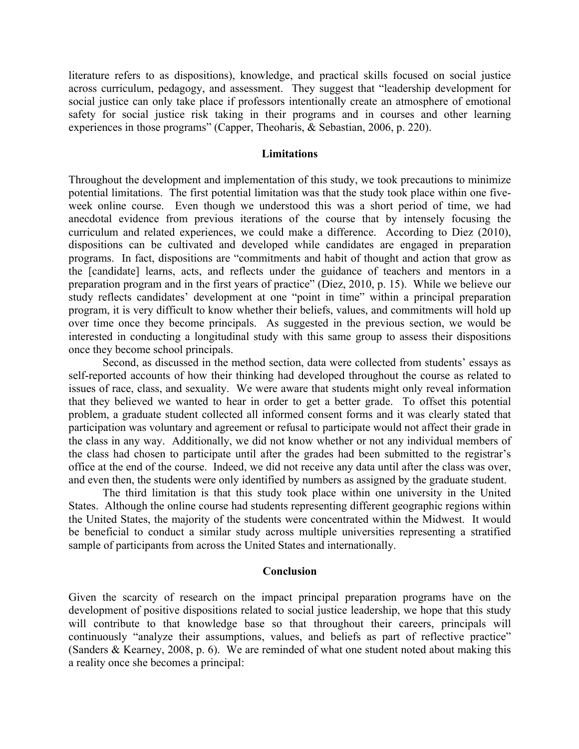literature refers to as dispositions), knowledge, and practical skills focused on social justice across curriculum, pedagogy, and assessment. They suggest that "leadership development for social justice can only take place if professors intentionally create an atmosphere of emotional safety for social justice risk taking in their programs and in courses and other learning experiences in those programs" (Capper, Theoharis, & Sebastian, 2006, p. 220).

## Limitations

Throughout the development and implementation of this study, we took precautions to minimize potential limitations. The first potential limitation was that the study took place within one five-week online course. Even though we understood this was a short period of time, we had anecdotal evidence from previous iterations of the course that by intensely focusing the curriculum and related experiences, we could make a difference. According to Diez (2010), dispositions can be cultivated and developed while candidates are engaged in preparation programs. In fact, dispositions are "commitments and habit of thought and action that grow as the [candidate] learns, acts, and reflects under the guidance of teachers and mentors in a preparation program and in the first years of practice" (Diez, 2010, p. 15). While we believe our study reflects candidates' development at one "point in time" within a principal preparation program, it is very difficult to know whether their beliefs, values, and commitments will hold up over time once they become principals. As suggested in the previous section, we would be interested in conducting a longitudinal study with this same group to assess their dispositions once they become school principals.

Second, as discussed in the method section, data were collected from students' essays as self-reported accounts of how their thinking had developed throughout the course as related to issues of race, class, and sexuality. We were aware that students might only reveal information that they believed we wanted to hear in order to get a better grade. To offset this potential problem, a graduate student collected all informed consent forms and it was clearly stated that participation was voluntary and agreement or refusal to participate would not affect their grade in the class in any way. Additionally, we did not know whether or not any individual members of the class had chosen to participate until after the grades had been submitted to the registrar's office at the end of the course. Indeed, we did not receive any data until after the class was over, and even then, the students were only identified by numbers as assigned by the graduate student.

The third limitation is that this study took place within one university in the United States. Although the online course had students representing different geographic regions within the United States, the majority of the students were concentrated within the Midwest. It would be beneficial to conduct a similar study across multiple universities representing a stratified sample of participants from across the United States and internationally.

## Conclusion

Given the scarcity of research on the impact principal preparation programs have on the development of positive dispositions related to social justice leadership, we hope that this study will contribute to that knowledge base so that throughout their careers, principals will continuously "analyze their assumptions, values, and beliefs as part of reflective practice" (Sanders & Kearney, 2008, p. 6). We are reminded of what one student noted about making this a reality once she becomes a principal: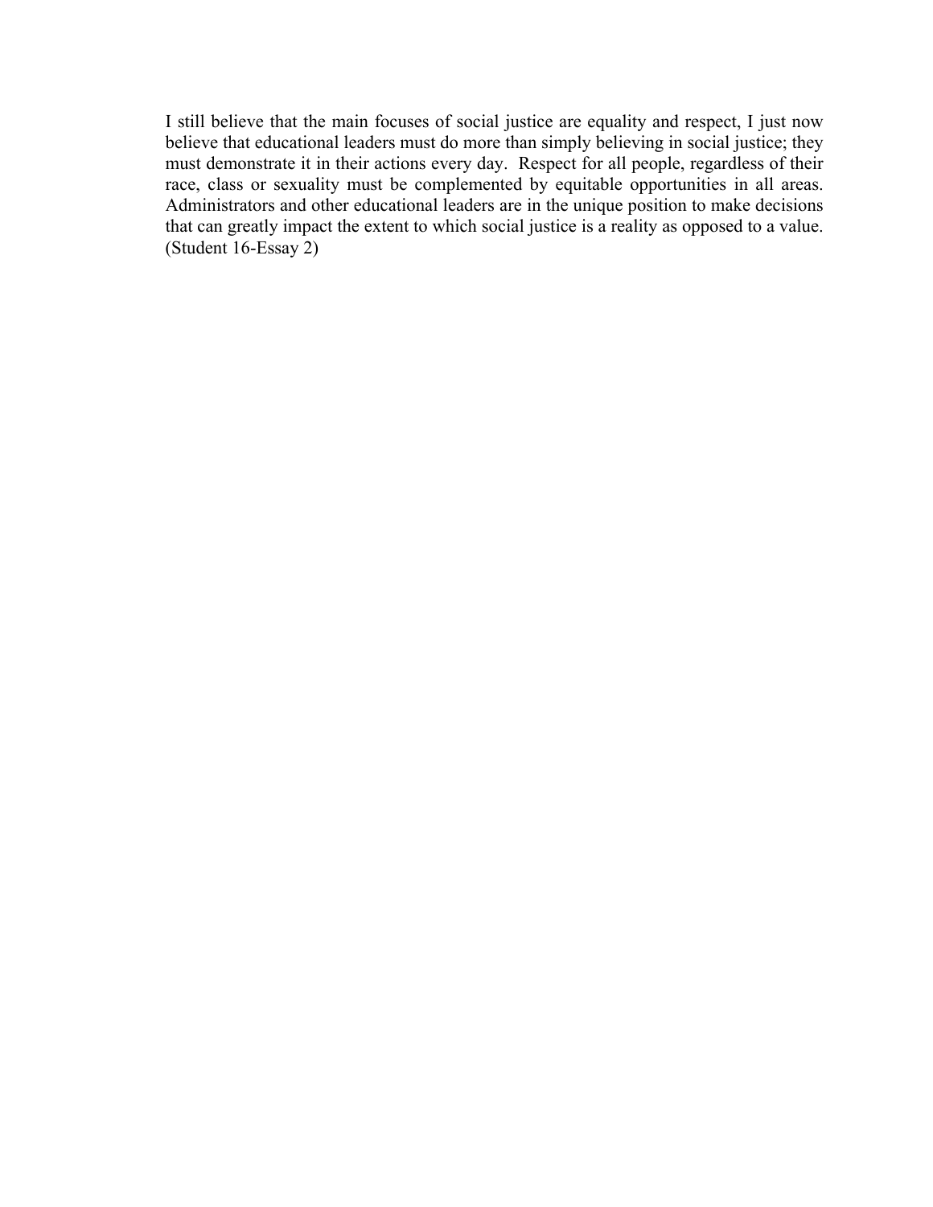I still believe that the main focuses of social justice are equality and respect, I just now believe that educational leaders must do more than simply believing in social justice; they must demonstrate it in their actions every day. Respect for all people, regardless of their race, class or sexuality must be complemented by equitable opportunities in all areas. Administrators and other educational leaders are in the unique position to make decisions that can greatly impact the extent to which social justice is a reality as opposed to a value. (Student 16-Essay 2)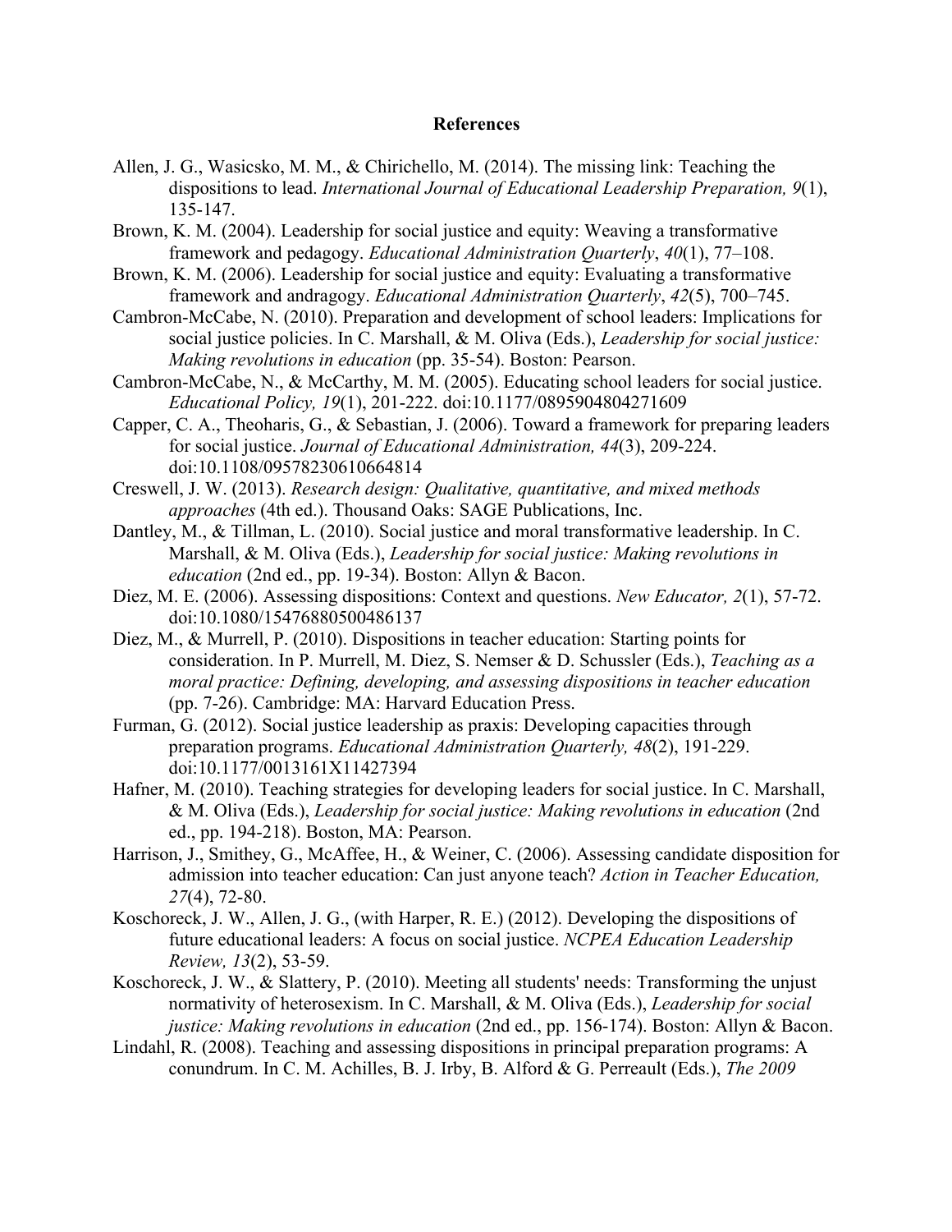**References**

Allen, J. G., Wasicsko, M. M., & Chirichello, M. (2014). The missing link: Teaching the dispositions to lead. *International Journal of Educational Leadership Preparation, 9*(1), 135-147.

Brown, K. M. (2004). Leadership for social justice and equity: Weaving a transformative framework and pedagogy. *Educational Administration Quarterly*, *40*(1), 77–108.

Brown, K. M. (2006). Leadership for social justice and equity: Evaluating a transformative framework and andragogy. *Educational Administration Quarterly*, *42*(5), 700–745.

Cambron-McCabe, N. (2010). Preparation and development of school leaders: Implications for social justice policies. In C. Marshall, & M. Oliva (Eds.), *Leadership for social justice: Making revolutions in education* (pp. 35-54). Boston: Pearson.

Cambron-McCabe, N., & McCarthy, M. M. (2005). Educating school leaders for social justice. *Educational Policy, 19*(1), 201-222. doi:10.1177/0895904804271609

Capper, C. A., Theoharis, G., & Sebastian, J. (2006). Toward a framework for preparing leaders for social justice. *Journal of Educational Administration, 44*(3), 209-224. doi:10.1108/09578230610664814

Creswell, J. W. (2013). *Research design: Qualitative, quantitative, and mixed methods approaches* (4th ed.). Thousand Oaks: SAGE Publications, Inc.

Dantley, M., & Tillman, L. (2010). Social justice and moral transformative leadership. In C. Marshall, & M. Oliva (Eds.), *Leadership for social justice: Making revolutions in education* (2nd ed., pp. 19-34). Boston: Allyn & Bacon.

Diez, M. E. (2006). Assessing dispositions: Context and questions. *New Educator, 2*(1), 57-72. doi:10.1080/15476880500486137

Diez, M., & Murrell, P. (2010). Dispositions in teacher education: Starting points for consideration. In P. Murrell, M. Diez, S. Nemser & D. Schussler (Eds.), *Teaching as a moral practice: Defining, developing, and assessing dispositions in teacher education* (pp. 7-26). Cambridge: MA: Harvard Education Press.

Furman, G. (2012). Social justice leadership as praxis: Developing capacities through preparation programs. *Educational Administration Quarterly, 48*(2), 191-229. doi:10.1177/0013161X11427394

Hafner, M. (2010). Teaching strategies for developing leaders for social justice. In C. Marshall, & M. Oliva (Eds.), *Leadership for social justice: Making revolutions in education* (2nd ed., pp. 194-218). Boston, MA: Pearson.

Harrison, J., Smithey, G., McAffee, H., & Weiner, C. (2006). Assessing candidate disposition for admission into teacher education: Can just anyone teach? *Action in Teacher Education, 27*(4), 72-80.

Koschoreck, J. W., Allen, J. G., (with Harper, R. E.) (2012). Developing the dispositions of future educational leaders: A focus on social justice. *NCPEA Education Leadership Review, 13*(2), 53-59.

Koschoreck, J. W., & Slattery, P. (2010). Meeting all students' needs: Transforming the unjust normativity of heterosexism. In C. Marshall, & M. Oliva (Eds.), *Leadership for social justice: Making revolutions in education* (2nd ed., pp. 156-174). Boston: Allyn & Bacon.

Lindahl, R. (2008). Teaching and assessing dispositions in principal preparation programs: A conundrum. In C. M. Achilles, B. J. Irby, B. Alford & G. Perreault (Eds.), *The 2009*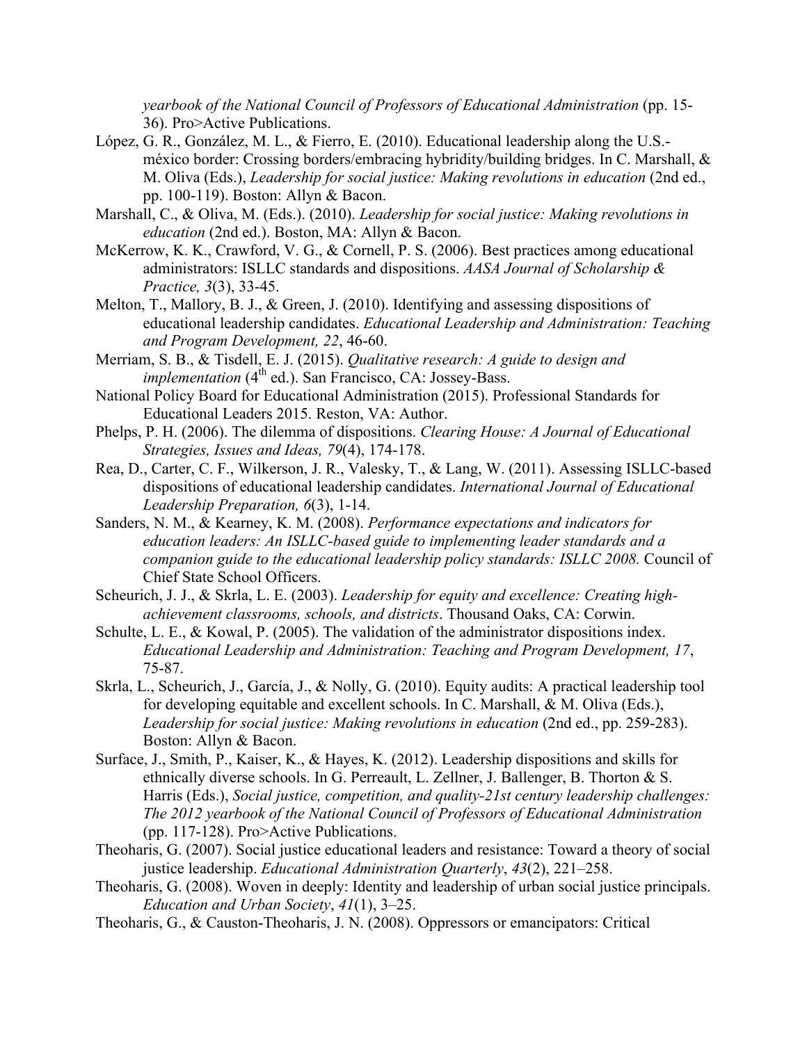*yearbook of the National Council of Professors of Educational Administration* (pp. 15-36). Pro>Active Publications.

López, G. R., González, M. L., & Fierro, E. (2010). Educational leadership along the U.S.-méxico border: Crossing borders/embracing hybridity/building bridges. In C. Marshall, & M. Oliva (Eds.), *Leadership for social justice: Making revolutions in education* (2nd ed., pp. 100-119). Boston: Allyn & Bacon.

Marshall, C., & Oliva, M. (Eds.). (2010). *Leadership for social justice: Making revolutions in education* (2nd ed.). Boston, MA: Allyn & Bacon.

McKerrow, K. K., Crawford, V. G., & Cornell, P. S. (2006). Best practices among educational administrators: ISLLC standards and dispositions. *AASA Journal of Scholarship & Practice, 3*(3), 33-45.

Melton, T., Mallory, B. J., & Green, J. (2010). Identifying and assessing dispositions of educational leadership candidates. *Educational Leadership and Administration: Teaching and Program Development, 22*, 46-60.

Merriam, S. B., & Tisdell, E. J. (2015). *Qualitative research: A guide to design and implementation* (4th ed.). San Francisco, CA: Jossey-Bass.

National Policy Board for Educational Administration (2015). Professional Standards for Educational Leaders 2015. Reston, VA: Author.

Phelps, P. H. (2006). The dilemma of dispositions. *Clearing House: A Journal of Educational Strategies, Issues and Ideas, 79*(4), 174-178.

Rea, D., Carter, C. F., Wilkerson, J. R., Valesky, T., & Lang, W. (2011). Assessing ISLLC-based dispositions of educational leadership candidates. *International Journal of Educational Leadership Preparation, 6*(3), 1-14.

Sanders, N. M., & Kearney, K. M. (2008). *Performance expectations and indicators for education leaders: An ISLLC-based guide to implementing leader standards and a companion guide to the educational leadership policy standards: ISLLC 2008.* Council of Chief State School Officers.

Scheurich, J. J., & Skrla, L. E. (2003). *Leadership for equity and excellence: Creating high-achievement classrooms, schools, and districts*. Thousand Oaks, CA: Corwin.

Schulte, L. E., & Kowal, P. (2005). The validation of the administrator dispositions index. *Educational Leadership and Administration: Teaching and Program Development, 17*, 75-87.

Skrla, L., Scheurich, J., García, J., & Nolly, G. (2010). Equity audits: A practical leadership tool for developing equitable and excellent schools. In C. Marshall, & M. Oliva (Eds.), *Leadership for social justice: Making revolutions in education* (2nd ed., pp. 259-283). Boston: Allyn & Bacon.

Surface, J., Smith, P., Kaiser, K., & Hayes, K. (2012). Leadership dispositions and skills for ethnically diverse schools. In G. Perreault, L. Zellner, J. Ballenger, B. Thorton & S. Harris (Eds.), *Social justice, competition, and quality-21st century leadership challenges: The 2012 yearbook of the National Council of Professors of Educational Administration* (pp. 117-128). Pro>Active Publications.

Theoharis, G. (2007). Social justice educational leaders and resistance: Toward a theory of social justice leadership. *Educational Administration Quarterly*, *43*(2), 221–258.

Theoharis, G. (2008). Woven in deeply: Identity and leadership of urban social justice principals. *Education and Urban Society*, *41*(1), 3–25.

Theoharis, G., & Causton-Theoharis, J. N. (2008). Oppressors or emancipators: Critical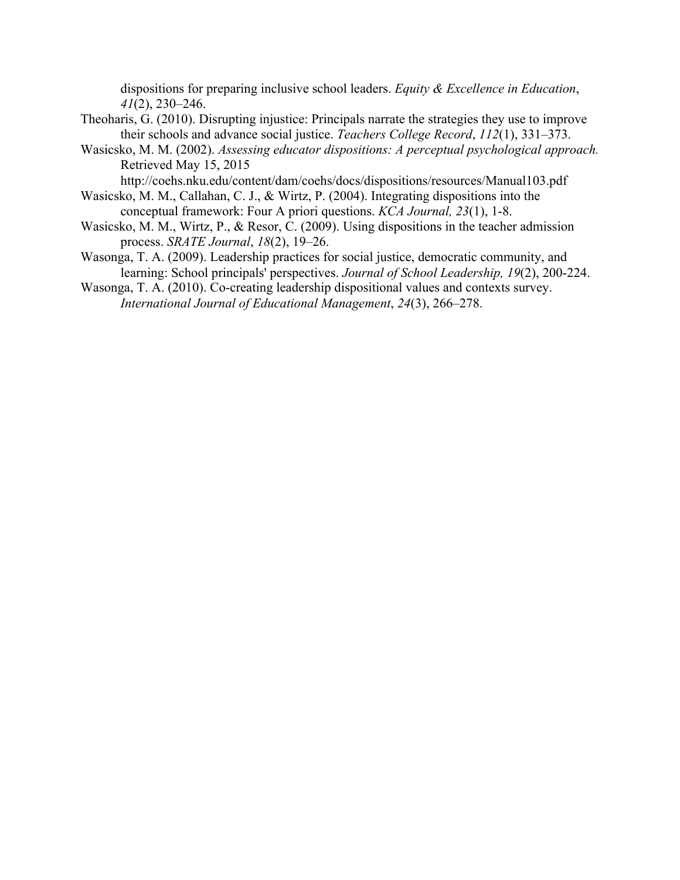dispositions for preparing inclusive school leaders. *Equity & Excellence in Education*, *41*(2), 230–246.

Theoharis, G. (2010). Disrupting injustice: Principals narrate the strategies they use to improve their schools and advance social justice. *Teachers College Record*, *112*(1), 331–373.

Wasicsko, M. M. (2002). *Assessing educator dispositions: A perceptual psychological approach.* Retrieved May 15, 2015 http://coehs.nku.edu/content/dam/coehs/docs/dispositions/resources/Manual103.pdf

Wasicsko, M. M., Callahan, C. J., & Wirtz, P. (2004). Integrating dispositions into the conceptual framework: Four A priori questions. *KCA Journal, 23*(1), 1-8.

Wasicsko, M. M., Wirtz, P., & Resor, C. (2009). Using dispositions in the teacher admission process. *SRATE Journal*, *18*(2), 19–26.

Wasonga, T. A. (2009). Leadership practices for social justice, democratic community, and learning: School principals' perspectives. *Journal of School Leadership, 19*(2), 200-224.

Wasonga, T. A. (2010). Co-creating leadership dispositional values and contexts survey. *International Journal of Educational Management*, *24*(3), 266–278.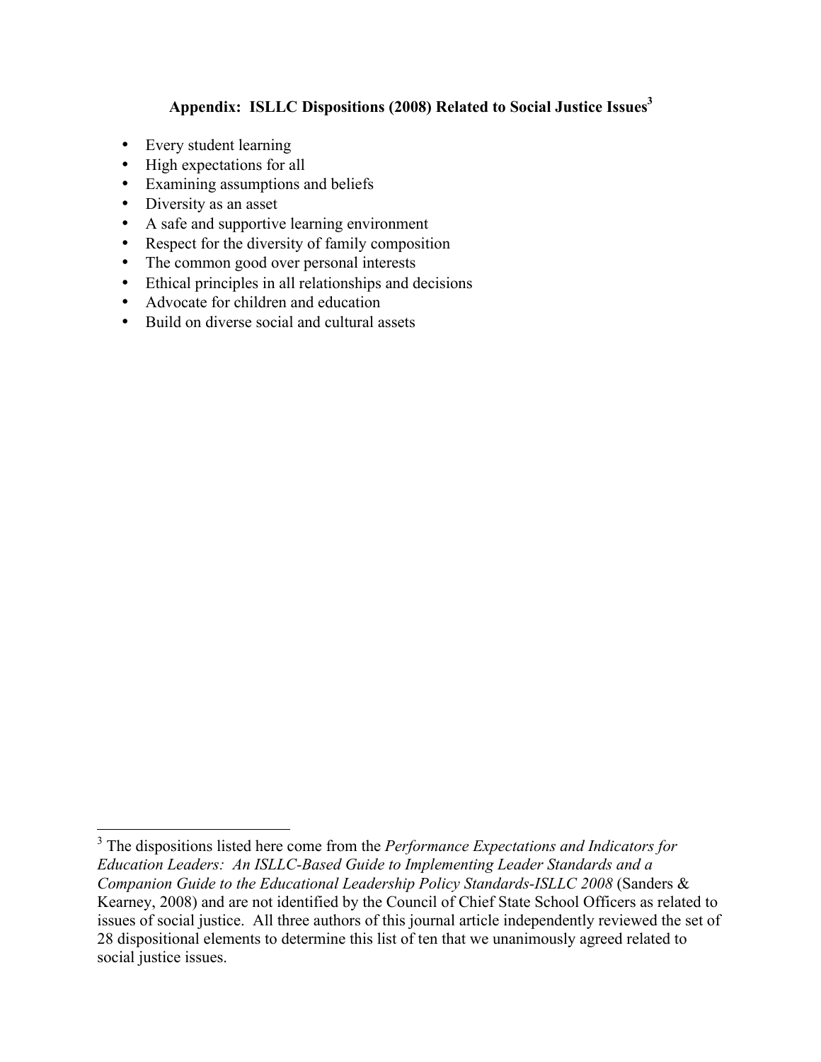## Appendix: ISLLC Dispositions (2008) Related to Social Justice Issues[3]

- Every student learning
- High expectations for all
- Examining assumptions and beliefs
- Diversity as an asset
- A safe and supportive learning environment
- Respect for the diversity of family composition
- The common good over personal interests
- Ethical principles in all relationships and decisions
- Advocate for children and education
- Build on diverse social and cultural assets

[3] The dispositions listed here come from the *Performance Expectations and Indicators for Education Leaders: An ISLLC-Based Guide to Implementing Leader Standards and a Companion Guide to the Educational Leadership Policy Standards-ISLLC 2008* (Sanders & Kearney, 2008) and are not identified by the Council of Chief State School Officers as related to issues of social justice. All three authors of this journal article independently reviewed the set of 28 dispositional elements to determine this list of ten that we unanimously agreed related to social justice issues.